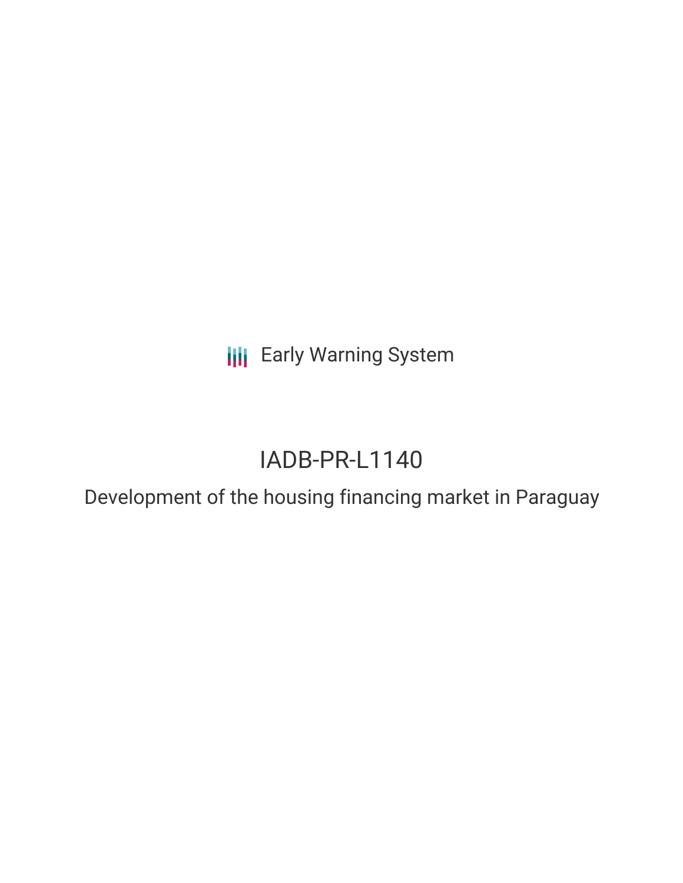Early Warning System

# IADB-PR-L1140

## Development of the housing financing market in Paraguay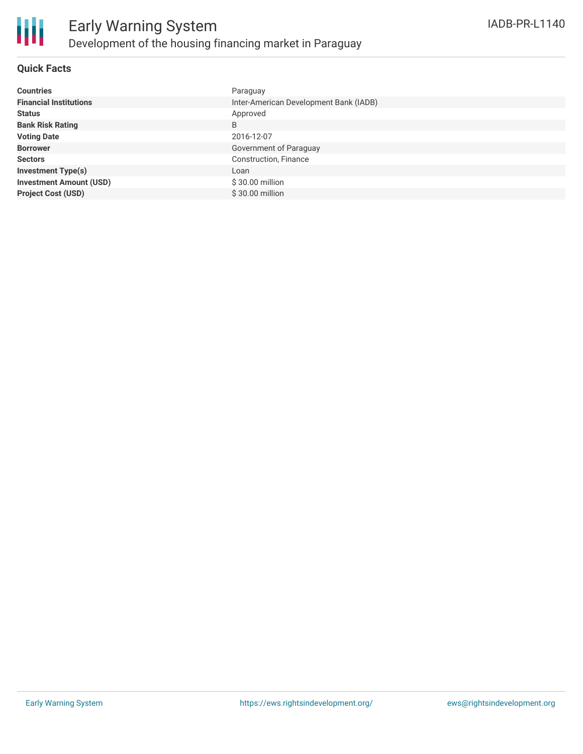## Quick Facts

| | |
|---|---|
| **Countries** | Paraguay |
| **Financial Institutions** | Inter-American Development Bank (IADB) |
| **Status** | Approved |
| **Bank Risk Rating** | B |
| **Voting Date** | 2016-12-07 |
| **Borrower** | Government of Paraguay |
| **Sectors** | Construction, Finance |
| **Investment Type(s)** | Loan |
| **Investment Amount (USD)** | $ 30.00 million |
| **Project Cost (USD)** | $ 30.00 million |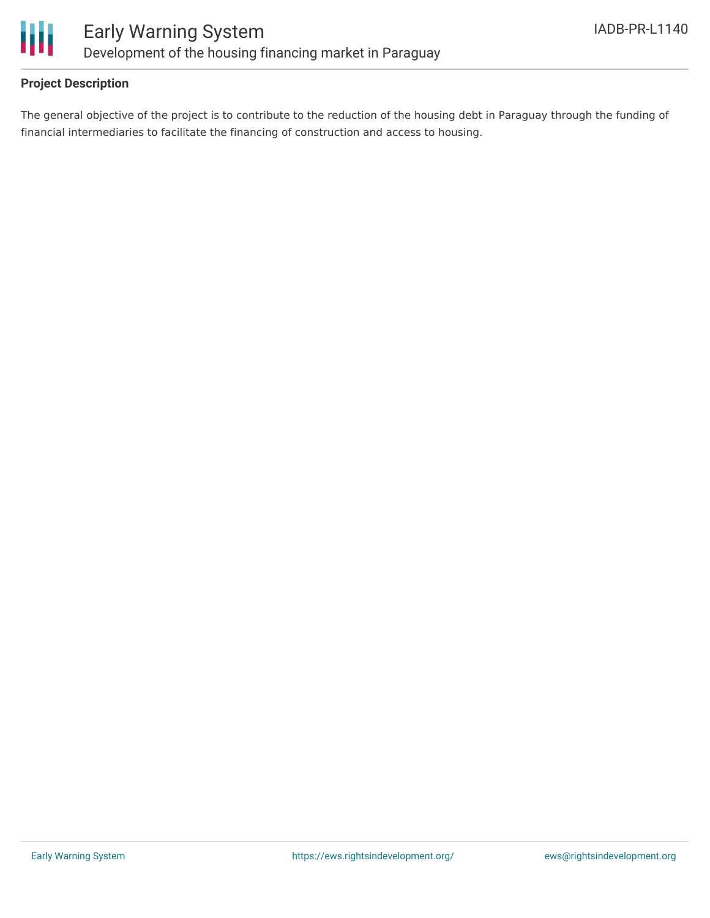**Project Description**

The general objective of the project is to contribute to the reduction of the housing debt in Paraguay through the funding of financial intermediaries to facilitate the financing of construction and access to housing.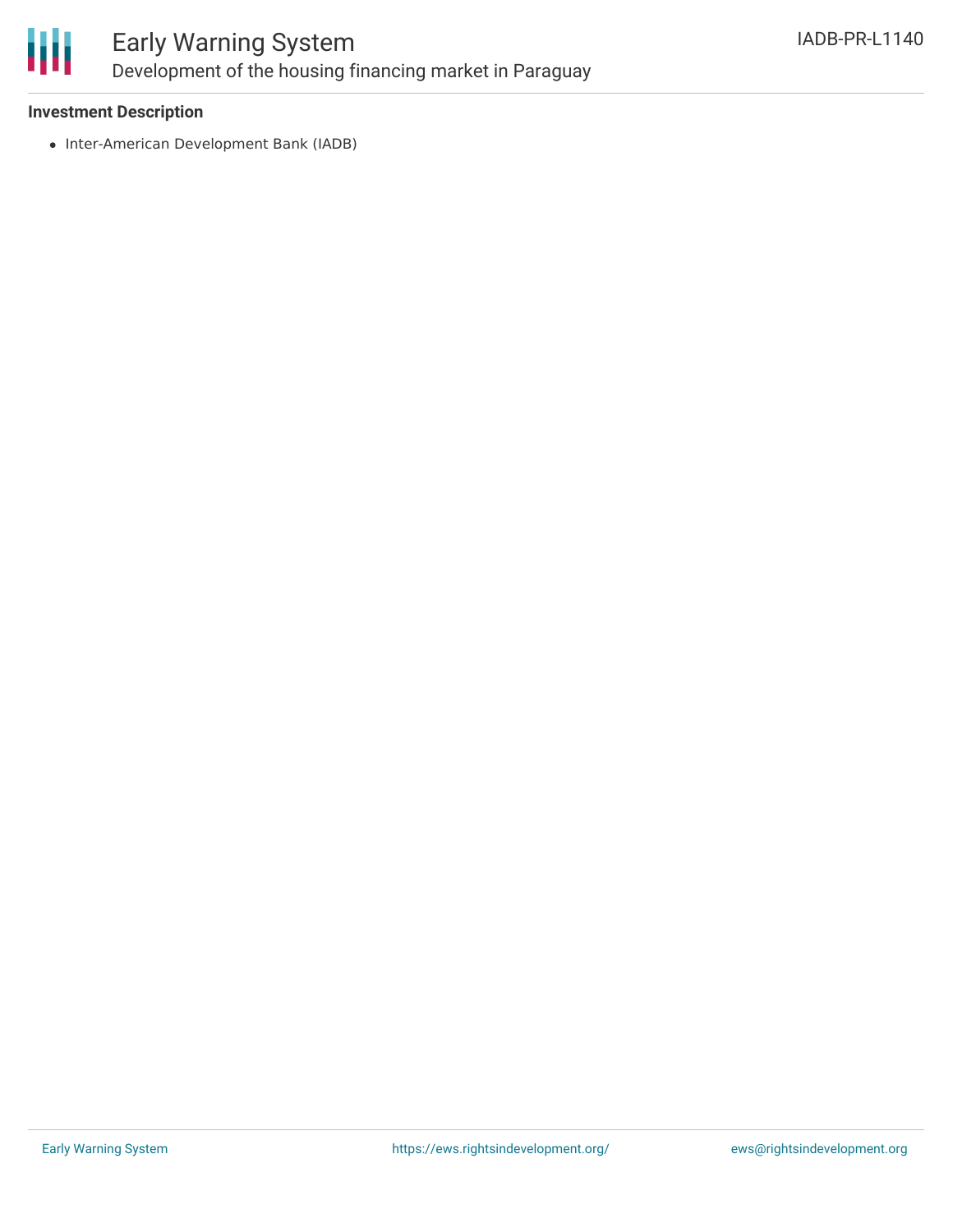### Investment Description

- Inter-American Development Bank (IADB)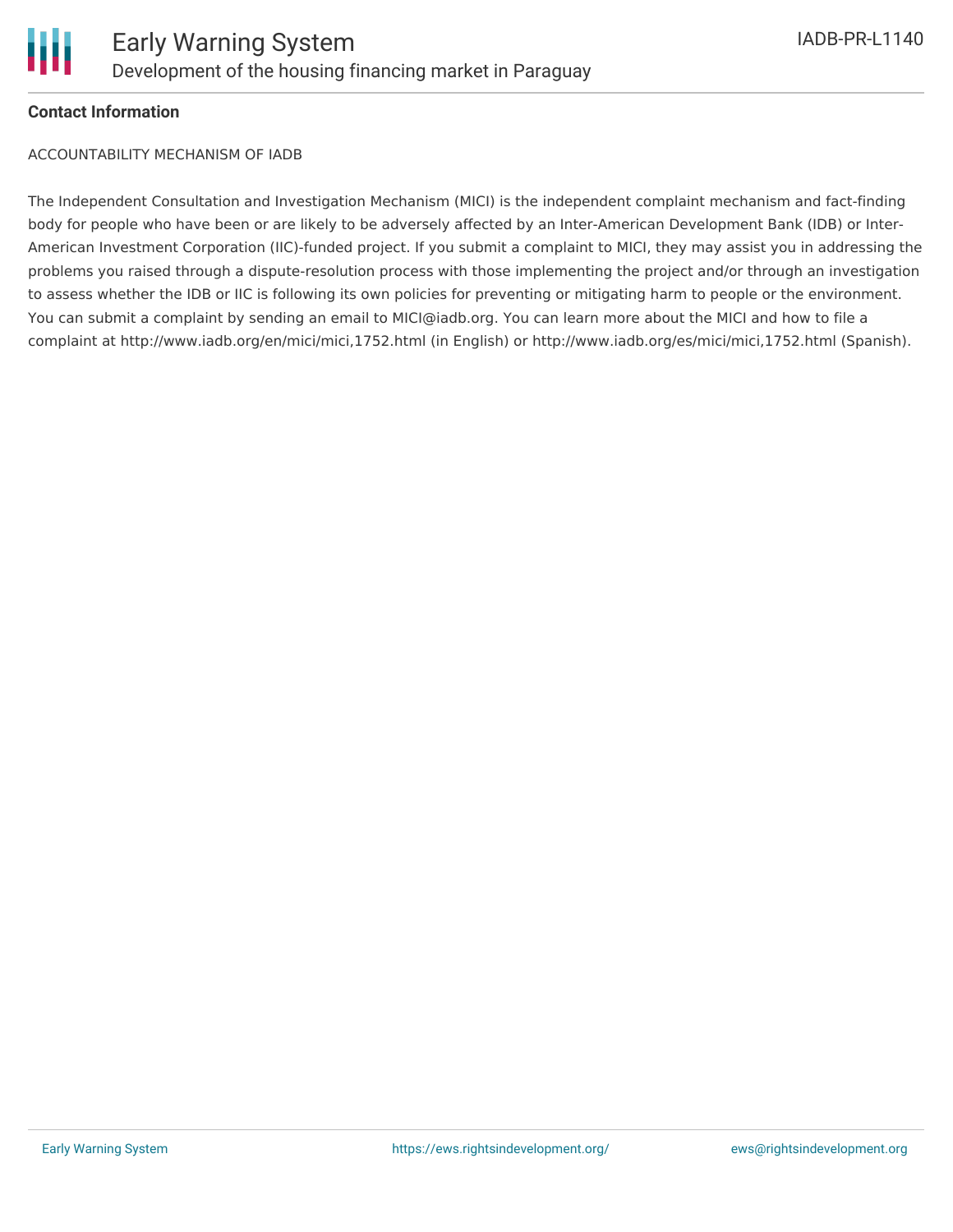**Contact Information**

ACCOUNTABILITY MECHANISM OF IADB

The Independent Consultation and Investigation Mechanism (MICI) is the independent complaint mechanism and fact-finding body for people who have been or are likely to be adversely affected by an Inter-American Development Bank (IDB) or Inter-American Investment Corporation (IIC)-funded project. If you submit a complaint to MICI, they may assist you in addressing the problems you raised through a dispute-resolution process with those implementing the project and/or through an investigation to assess whether the IDB or IIC is following its own policies for preventing or mitigating harm to people or the environment. You can submit a complaint by sending an email to MICI@iadb.org. You can learn more about the MICI and how to file a complaint at http://www.iadb.org/en/mici/mici,1752.html (in English) or http://www.iadb.org/es/mici/mici,1752.html (Spanish).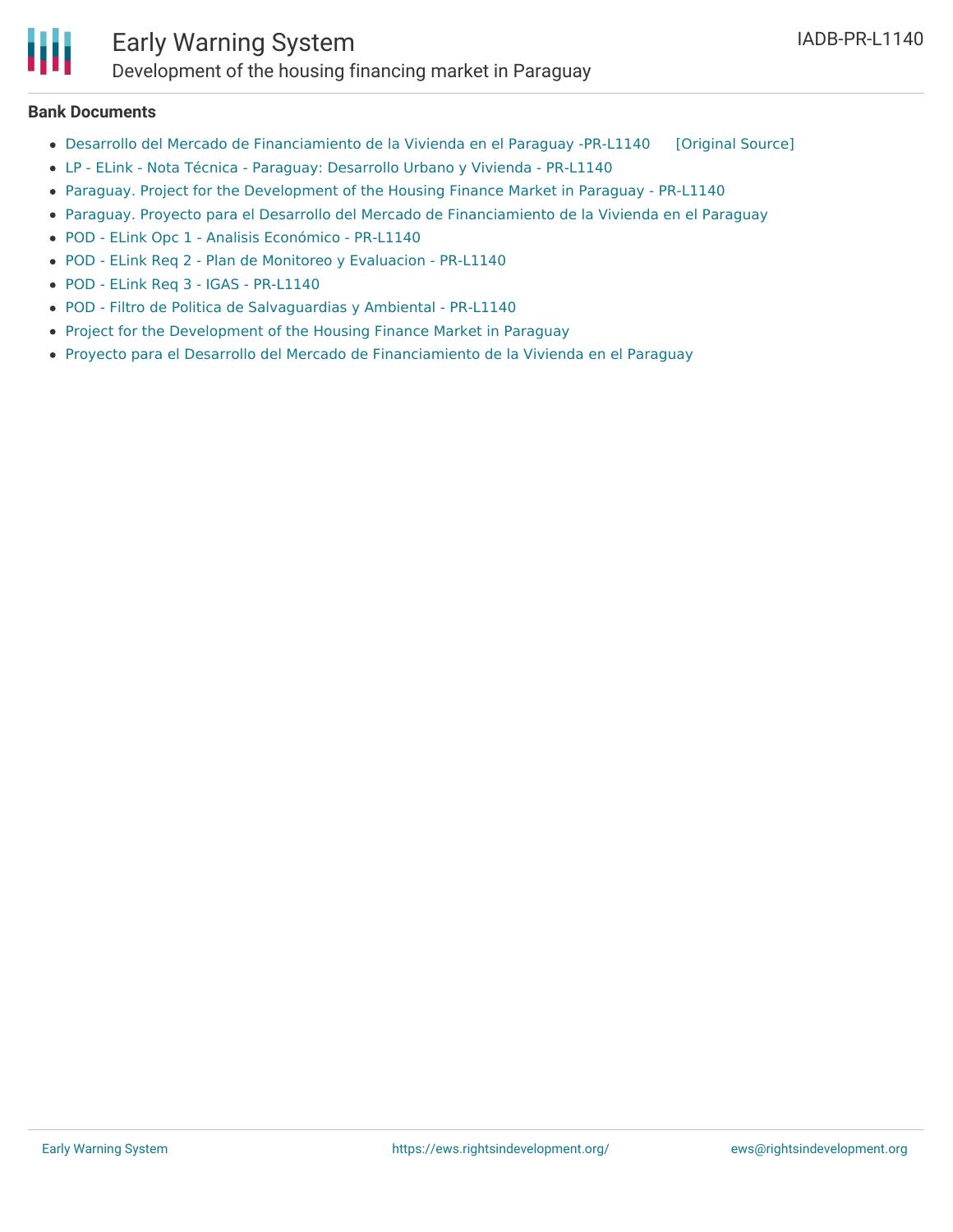**Bank Documents**

- Desarrollo del Mercado de Financiamiento de la Vivienda en el Paraguay -PR-L1140 [Original Source]
- LP - ELink - Nota Técnica - Paraguay: Desarrollo Urbano y Vivienda - PR-L1140
- Paraguay. Project for the Development of the Housing Finance Market in Paraguay - PR-L1140
- Paraguay. Proyecto para el Desarrollo del Mercado de Financiamiento de la Vivienda en el Paraguay
- POD - ELink Opc 1 - Analisis Económico - PR-L1140
- POD - ELink Req 2 - Plan de Monitoreo y Evaluacion - PR-L1140
- POD - ELink Req 3 - IGAS - PR-L1140
- POD - Filtro de Politica de Salvaguardias y Ambiental - PR-L1140
- Project for the Development of the Housing Finance Market in Paraguay
- Proyecto para el Desarrollo del Mercado de Financiamiento de la Vivienda en el Paraguay